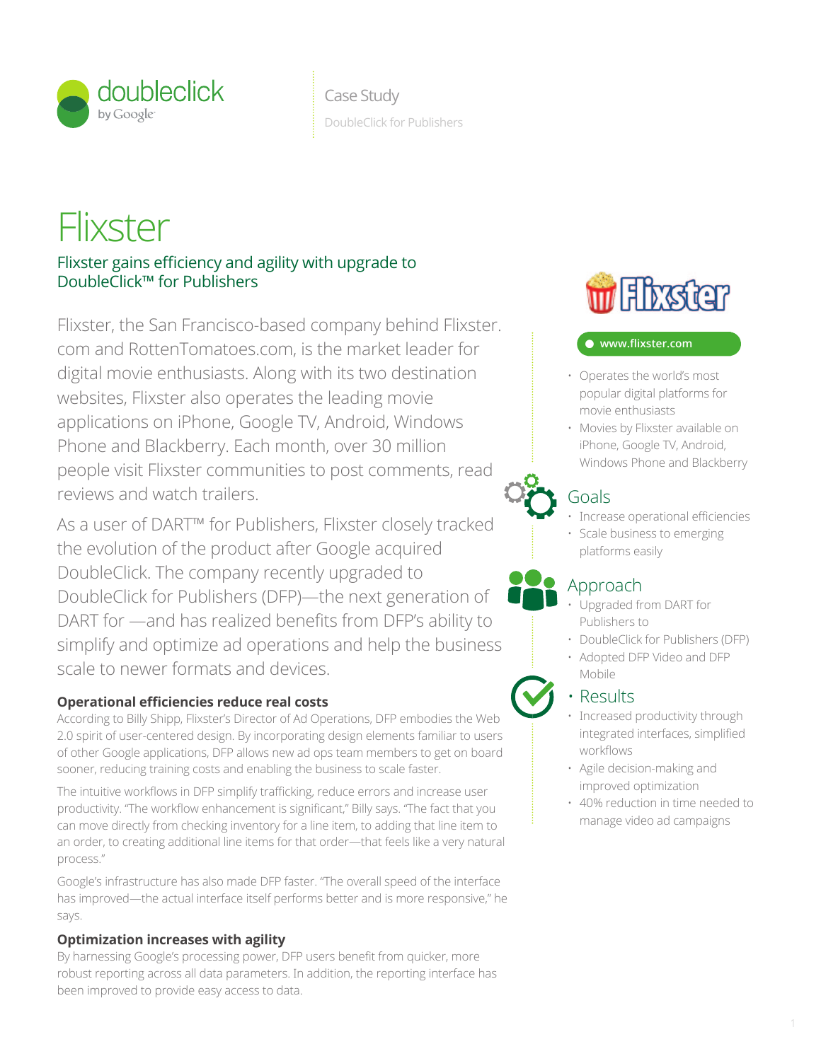doubleclick by Google

Case Study

DoubleClick for Publishers

# Flixster

## Flixster gains efficiency and agility with upgrade to DoubleClick™ for Publishers

Flixster, the San Francisco-based company behind Flixster.com and RottenTomatoes.com, is the market leader for digital movie enthusiasts. Along with its two destination websites, Flixster also operates the leading movie applications on iPhone, Google TV, Android, Windows Phone and Blackberry. Each month, over 30 million people visit Flixster communities to post comments, read reviews and watch trailers.

As a user of DART™ for Publishers, Flixster closely tracked the evolution of the product after Google acquired DoubleClick. The company recently upgraded to DoubleClick for Publishers (DFP)—the next generation of DART for —and has realized benefits from DFP's ability to simplify and optimize ad operations and help the business scale to newer formats and devices.

### Operational efficiencies reduce real costs

According to Billy Shipp, Flixster's Director of Ad Operations, DFP embodies the Web 2.0 spirit of user-centered design. By incorporating design elements familiar to users of other Google applications, DFP allows new ad ops team members to get on board sooner, reducing training costs and enabling the business to scale faster.

The intuitive workflows in DFP simplify trafficking, reduce errors and increase user productivity. "The workflow enhancement is significant," Billy says. "The fact that you can move directly from checking inventory for a line item, to adding that line item to an order, to creating additional line items for that order—that feels like a very natural process."

Google's infrastructure has also made DFP faster. "The overall speed of the interface has improved—the actual interface itself performs better and is more responsive," he says.

### Optimization increases with agility

By harnessing Google's processing power, DFP users benefit from quicker, more robust reporting across all data parameters. In addition, the reporting interface has been improved to provide easy access to data.

Flixster

www.flixster.com

- Operates the world's most popular digital platforms for movie enthusiasts
- Movies by Flixster available on iPhone, Google TV, Android, Windows Phone and Blackberry

### Goals

- Increase operational efficiencies
- Scale business to emerging platforms easily

### Approach

- Upgraded from DART for Publishers to
- DoubleClick for Publishers (DFP)
- Adopted DFP Video and DFP Mobile

### Results

- Increased productivity through integrated interfaces, simplified workflows
- Agile decision-making and improved optimization
- 40% reduction in time needed to manage video ad campaigns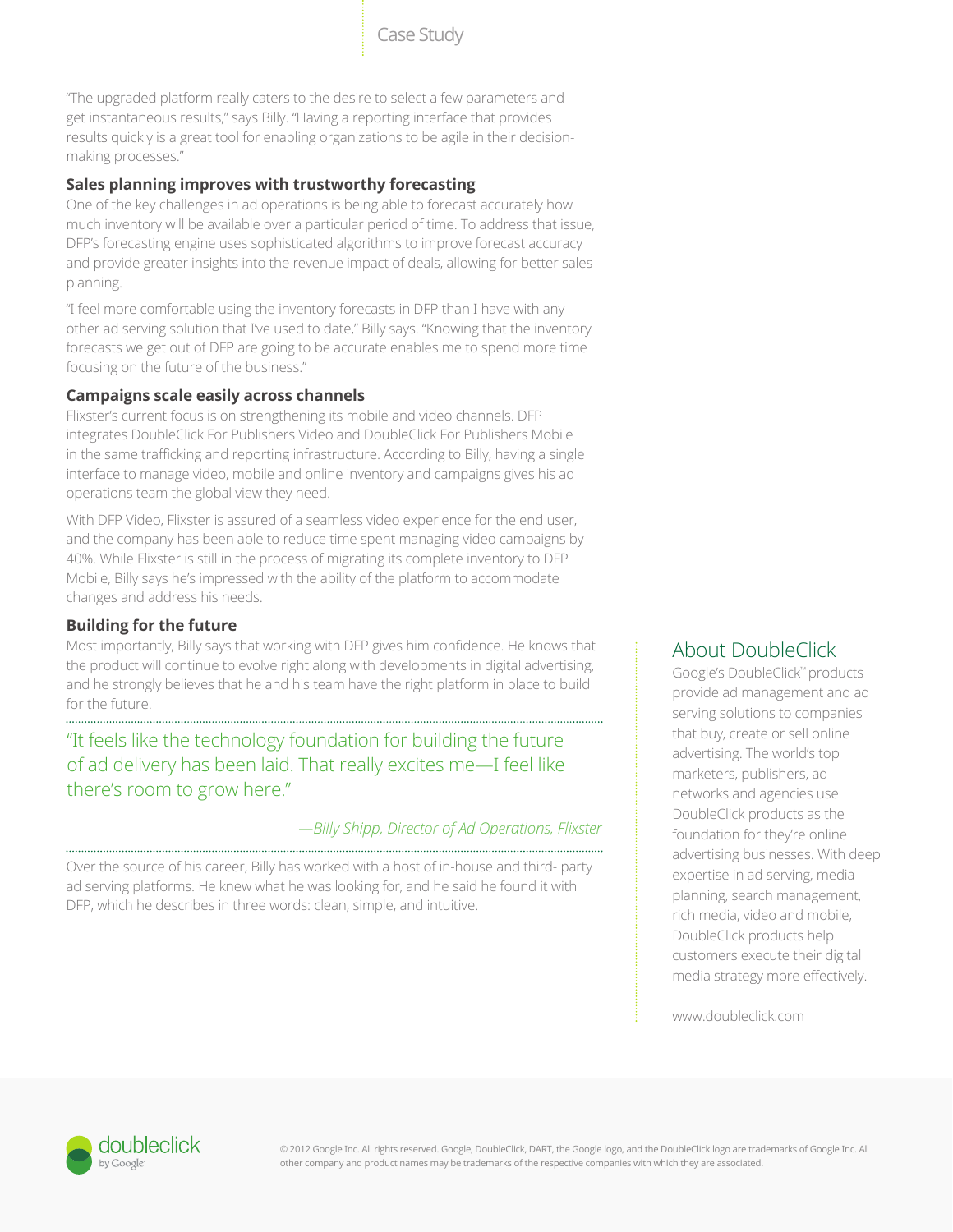"The upgraded platform really caters to the desire to select a few parameters and get instantaneous results," says Billy. "Having a reporting interface that provides results quickly is a great tool for enabling organizations to be agile in their decision-making processes."

### Sales planning improves with trustworthy forecasting

One of the key challenges in ad operations is being able to forecast accurately how much inventory will be available over a particular period of time. To address that issue, DFP's forecasting engine uses sophisticated algorithms to improve forecast accuracy and provide greater insights into the revenue impact of deals, allowing for better sales planning.

"I feel more comfortable using the inventory forecasts in DFP than I have with any other ad serving solution that I've used to date," Billy says. "Knowing that the inventory forecasts we get out of DFP are going to be accurate enables me to spend more time focusing on the future of the business."

### Campaigns scale easily across channels

Flixster's current focus is on strengthening its mobile and video channels. DFP integrates DoubleClick For Publishers Video and DoubleClick For Publishers Mobile in the same trafficking and reporting infrastructure. According to Billy, having a single interface to manage video, mobile and online inventory and campaigns gives his ad operations team the global view they need.

With DFP Video, Flixster is assured of a seamless video experience for the end user, and the company has been able to reduce time spent managing video campaigns by 40%. While Flixster is still in the process of migrating its complete inventory to DFP Mobile, Billy says he's impressed with the ability of the platform to accommodate changes and address his needs.

### Building for the future

Most importantly, Billy says that working with DFP gives him confidence. He knows that the product will continue to evolve right along with developments in digital advertising, and he strongly believes that he and his team have the right platform in place to build for the future.

> "It feels like the technology foundation for building the future of ad delivery has been laid. That really excites me—I feel like there's room to grow here."
>
> *—Billy Shipp, Director of Ad Operations, Flixster*

Over the source of his career, Billy has worked with a host of in-house and third- party ad serving platforms. He knew what he was looking for, and he said he found it with DFP, which he describes in three words: clean, simple, and intuitive.

## About DoubleClick

Google's DoubleClick™ products provide ad management and ad serving solutions to companies that buy, create or sell online advertising. The world's top marketers, publishers, ad networks and agencies use DoubleClick products as the foundation for they're online advertising businesses. With deep expertise in ad serving, media planning, search management, rich media, video and mobile, DoubleClick products help customers execute their digital media strategy more effectively.

www.doubleclick.com

doubleclick by Google

© 2012 Google Inc. All rights reserved. Google, DoubleClick, DART, the Google logo, and the DoubleClick logo are trademarks of Google Inc. All other company and product names may be trademarks of the respective companies with which they are associated.